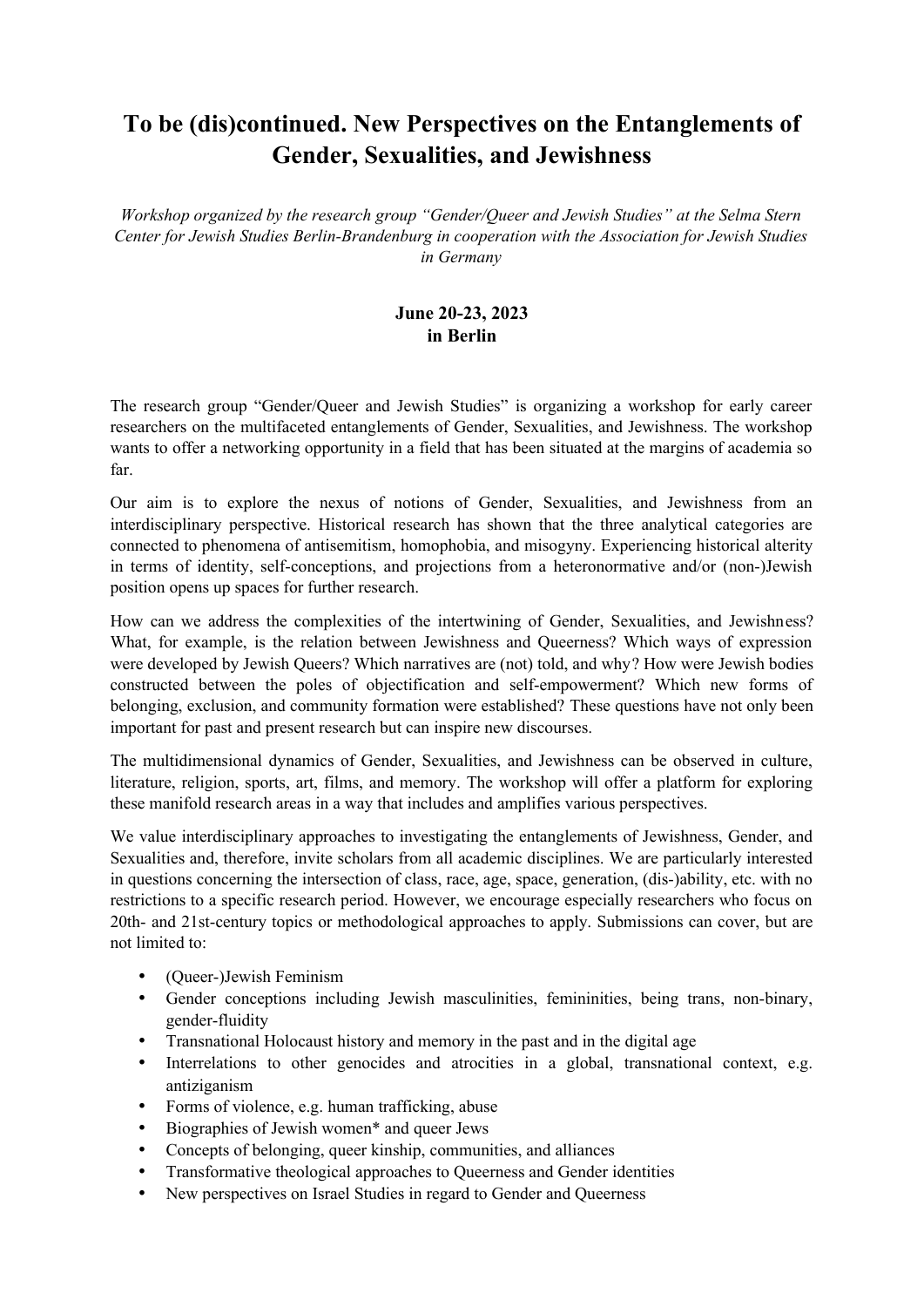# To be (dis)continued. New Perspectives on the Entanglements of Gender, Sexualities, and Jewishness

*Workshop organized by the research group "Gender/Queer and Jewish Studies" at the Selma Stern Center for Jewish Studies Berlin-Brandenburg in cooperation with the Association for Jewish Studies in Germany*

**June 20-23, 2023**
**in Berlin**

The research group "Gender/Queer and Jewish Studies" is organizing a workshop for early career researchers on the multifaceted entanglements of Gender, Sexualities, and Jewishness. The workshop wants to offer a networking opportunity in a field that has been situated at the margins of academia so far.

Our aim is to explore the nexus of notions of Gender, Sexualities, and Jewishness from an interdisciplinary perspective. Historical research has shown that the three analytical categories are connected to phenomena of antisemitism, homophobia, and misogyny. Experiencing historical alterity in terms of identity, self-conceptions, and projections from a heteronormative and/or (non-)Jewish position opens up spaces for further research.

How can we address the complexities of the intertwining of Gender, Sexualities, and Jewishness? What, for example, is the relation between Jewishness and Queerness? Which ways of expression were developed by Jewish Queers? Which narratives are (not) told, and why? How were Jewish bodies constructed between the poles of objectification and self-empowerment? Which new forms of belonging, exclusion, and community formation were established? These questions have not only been important for past and present research but can inspire new discourses.

The multidimensional dynamics of Gender, Sexualities, and Jewishness can be observed in culture, literature, religion, sports, art, films, and memory. The workshop will offer a platform for exploring these manifold research areas in a way that includes and amplifies various perspectives.

We value interdisciplinary approaches to investigating the entanglements of Jewishness, Gender, and Sexualities and, therefore, invite scholars from all academic disciplines. We are particularly interested in questions concerning the intersection of class, race, age, space, generation, (dis-)ability, etc. with no restrictions to a specific research period. However, we encourage especially researchers who focus on 20th- and 21st-century topics or methodological approaches to apply. Submissions can cover, but are not limited to:

- (Queer-)Jewish Feminism
- Gender conceptions including Jewish masculinities, femininities, being trans, non-binary, gender-fluidity
- Transnational Holocaust history and memory in the past and in the digital age
- Interrelations to other genocides and atrocities in a global, transnational context, e.g. antiziganism
- Forms of violence, e.g. human trafficking, abuse
- Biographies of Jewish women* and queer Jews
- Concepts of belonging, queer kinship, communities, and alliances
- Transformative theological approaches to Queerness and Gender identities
- New perspectives on Israel Studies in regard to Gender and Queerness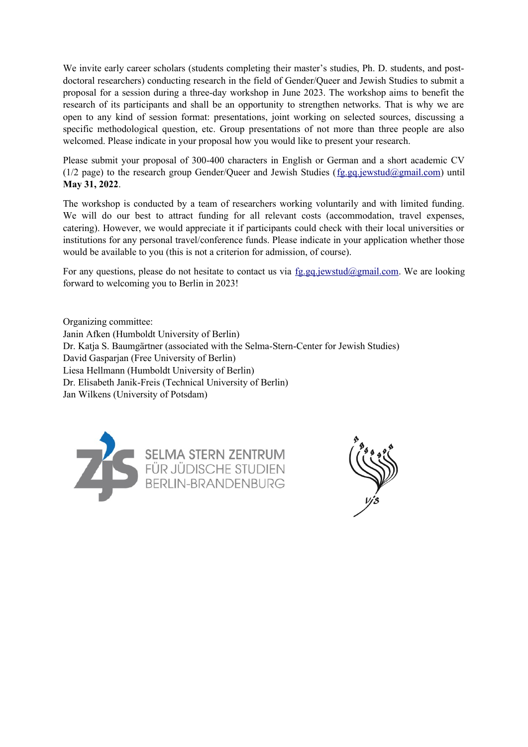We invite early career scholars (students completing their master's studies, Ph. D. students, and post-doctoral researchers) conducting research in the field of Gender/Queer and Jewish Studies to submit a proposal for a session during a three-day workshop in June 2023. The workshop aims to benefit the research of its participants and shall be an opportunity to strengthen networks. That is why we are open to any kind of session format: presentations, joint working on selected sources, discussing a specific methodological question, etc. Group presentations of not more than three people are also welcomed. Please indicate in your proposal how you would like to present your research.

Please submit your proposal of 300-400 characters in English or German and a short academic CV (1/2 page) to the research group Gender/Queer and Jewish Studies (fg.gq.jewstud@gmail.com) until **May 31, 2022**.

The workshop is conducted by a team of researchers working voluntarily and with limited funding. We will do our best to attract funding for all relevant costs (accommodation, travel expenses, catering). However, we would appreciate it if participants could check with their local universities or institutions for any personal travel/conference funds. Please indicate in your application whether those would be available to you (this is not a criterion for admission, of course).

For any questions, please do not hesitate to contact us via fg.gq.jewstud@gmail.com. We are looking forward to welcoming you to Berlin in 2023!

Organizing committee:
Janin Afken (Humboldt University of Berlin)
Dr. Katja S. Baumgärtner (associated with the Selma-Stern-Center for Jewish Studies)
David Gasparjan (Free University of Berlin)
Liesa Hellmann (Humboldt University of Berlin)
Dr. Elisabeth Janik-Freis (Technical University of Berlin)
Jan Wilkens (University of Potsdam)

SELMA STERN ZENTRUM
FÜR JÜDISCHE STUDIEN
BERLIN-BRANDENBURG